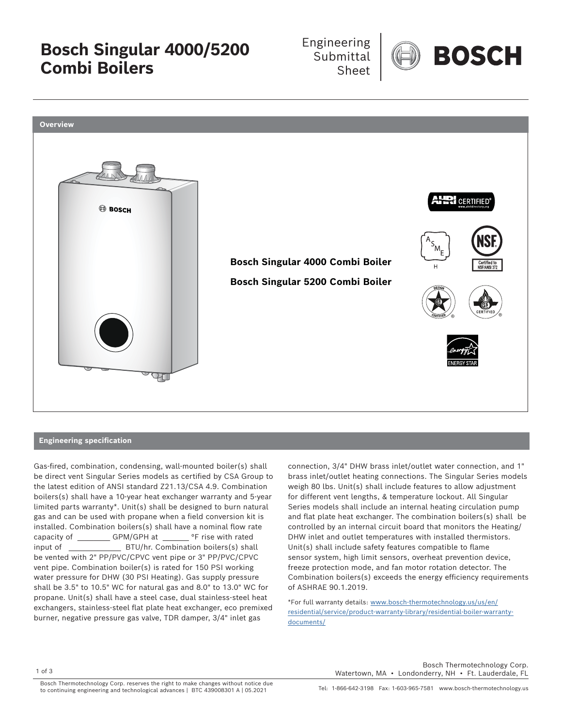# Bosch Singular 4000/5200 Combi Boilers

Engineering Submittal Sheet

BOSCH

## Overview

**Bosch Singular 4000 Combi Boiler**

**Bosch Singular 5200 Combi Boiler**

## Engineering specification

Gas-fired, combination, condensing, wall-mounted boiler(s) shall be direct vent Singular Series models as certified by CSA Group to the latest edition of ANSI standard Z21.13/CSA 4.9. Combination boilers(s) shall have a 10-year heat exchanger warranty and 5-year limited parts warranty*. Unit(s) shall be designed to burn natural gas and can be used with propane when a field conversion kit is installed. Combination boilers(s) shall have a nominal flow rate capacity of ________ GPM/GPH at ______ °F rise with rated input of ____________ BTU/hr. Combination boilers(s) shall be vented with 2" PP/PVC/CPVC vent pipe or 3" PP/PVC/CPVC vent pipe. Combination boiler(s) is rated for 150 PSI working water pressure for DHW (30 PSI Heating). Gas supply pressure shall be 3.5" to 10.5" WC for natural gas and 8.0" to 13.0" WC for propane. Unit(s) shall have a steel case, dual stainless-steel heat exchangers, stainless-steel flat plate heat exchanger, eco premixed burner, negative pressure gas valve, TDR damper, 3/4" inlet gas connection, 3/4" DHW brass inlet/outlet water connection, and 1" brass inlet/outlet heating connections. The Singular Series models weigh 80 lbs. Unit(s) shall include features to allow adjustment for different vent lengths, & temperature lockout. All Singular Series models shall include an internal heating circulation pump and flat plate heat exchanger. The combination boilers(s) shall be controlled by an internal circuit board that monitors the Heating/ DHW inlet and outlet temperatures with installed thermistors. Unit(s) shall include safety features compatible to flame sensor system, high limit sensors, overheat prevention device, freeze protection mode, and fan motor rotation detector. The Combination boilers(s) exceeds the energy efficiency requirements of ASHRAE 90.1.2019.

*For full warranty details: www.bosch-thermotechnology.us/us/en/residential/service/product-warranty-library/residential-boiler-warranty-documents/

Bosch Thermotechnology Corp. reserves the right to make changes without notice due to continuing engineering and technological advances | BTC 439008301 A | 05.2021

Bosch Thermotechnology Corp.
Watertown, MA • Londonderry, NH • Ft. Lauderdale, FL

Tel: 1-866-642-3198 Fax: 1-603-965-7581 www.bosch-thermotechnology.us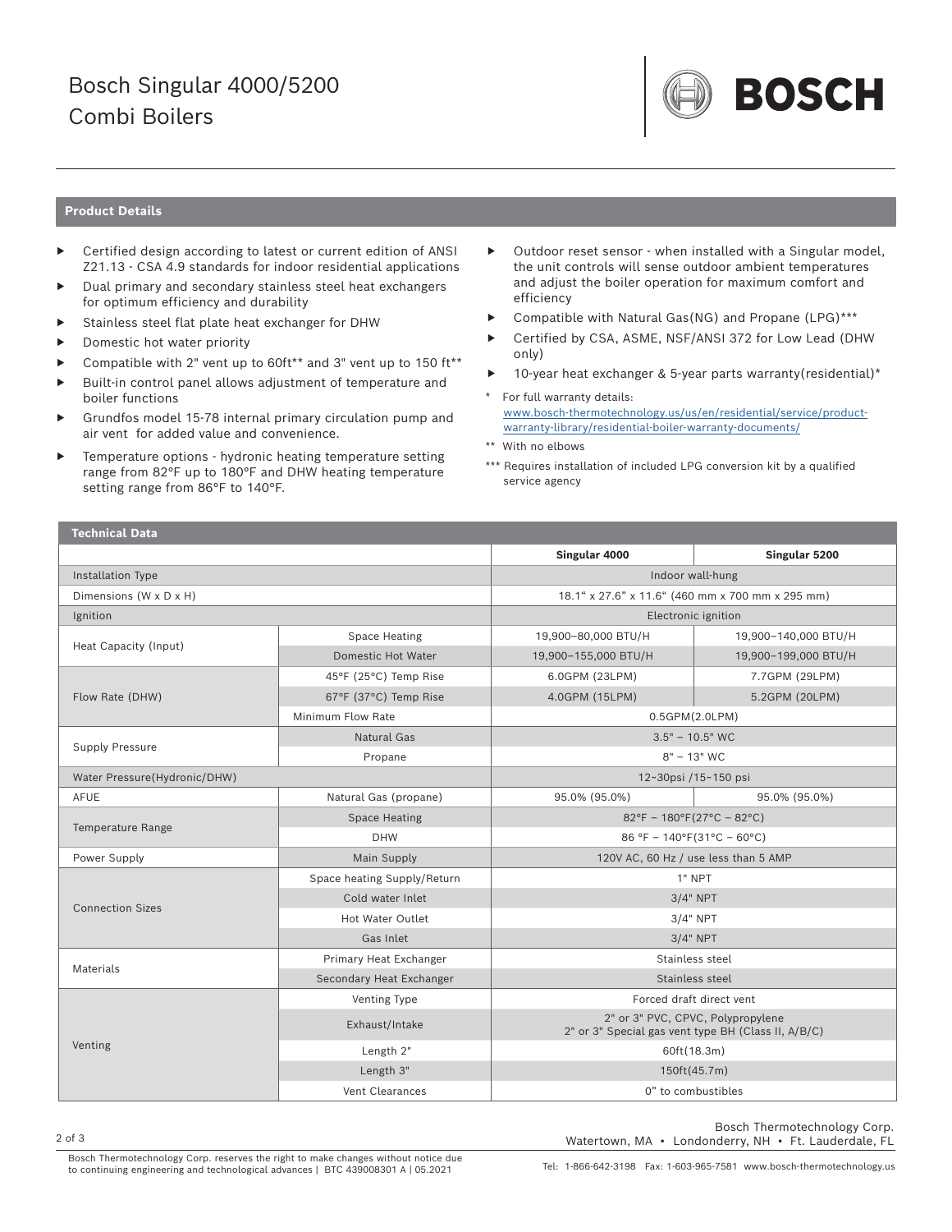# Bosch Singular 4000/5200 Combi Boilers

## Product Details

- Certified design according to latest or current edition of ANSI Z21.13 - CSA 4.9 standards for indoor residential applications
- Dual primary and secondary stainless steel heat exchangers for optimum efficiency and durability
- Stainless steel flat plate heat exchanger for DHW
- Domestic hot water priority
- Compatible with 2" vent up to 60ft** and 3" vent up to 150 ft**
- Built-in control panel allows adjustment of temperature and boiler functions
- Grundfos model 15-78 internal primary circulation pump and air vent for added value and convenience.
- Temperature options - hydronic heating temperature setting range from 82°F up to 180°F and DHW heating temperature setting range from 86°F to 140°F.
- Outdoor reset sensor - when installed with a Singular model, the unit controls will sense outdoor ambient temperatures and adjust the boiler operation for maximum comfort and efficiency
- Compatible with Natural Gas(NG) and Propane (LPG)***
- Certified by CSA, ASME, NSF/ANSI 372 for Low Lead (DHW only)
- 10-year heat exchanger & 5-year parts warranty(residential)*

\* For full warranty details: www.bosch-thermotechnology.us/us/en/residential/service/product-warranty-library/residential-boiler-warranty-documents/

** With no elbows

*** Requires installation of included LPG conversion kit by a qualified service agency

## Technical Data

| | | Singular 4000 | Singular 5200 |
|---|---|---|---|
| Installation Type | | Indoor wall-hung | |
| Dimensions (W x D x H) | | 18.1" x 27.6" x 11.6" (460 mm x 700 mm x 295 mm) | |
| Ignition | | Electronic ignition | |
| Heat Capacity (Input) | Space Heating | 19,900–80,000 BTU/H | 19,900–140,000 BTU/H |
| | Domestic Hot Water | 19,900–155,000 BTU/H | 19,900–199,000 BTU/H |
| Flow Rate (DHW) | 45°F (25°C) Temp Rise | 6.0GPM (23LPM) | 7.7GPM (29LPM) |
| | 67°F (37°C) Temp Rise | 4.0GPM (15LPM) | 5.2GPM (20LPM) |
| | Minimum Flow Rate | 0.5GPM(2.0LPM) | |
| Supply Pressure | Natural Gas | 3.5" – 10.5" WC | |
| | Propane | 8" – 13" WC | |
| Water Pressure(Hydronic/DHW) | | 12~30psi /15~150 psi | |
| AFUE | Natural Gas (propane) | 95.0% (95.0%) | 95.0% (95.0%) |
| Temperature Range | Space Heating | 82°F – 180°F(27°C – 82°C) | |
| | DHW | 86 °F – 140°F(31°C – 60°C) | |
| Power Supply | Main Supply | 120V AC, 60 Hz / use less than 5 AMP | |
| Connection Sizes | Space heating Supply/Return | 1" NPT | |
| | Cold water Inlet | 3/4" NPT | |
| | Hot Water Outlet | 3/4" NPT | |
| | Gas Inlet | 3/4" NPT | |
| Materials | Primary Heat Exchanger | Stainless steel | |
| | Secondary Heat Exchanger | Stainless steel | |
| Venting | Venting Type | Forced draft direct vent | |
| | Exhaust/Intake | 2" or 3" PVC, CPVC, Polypropylene<br>2" or 3" Special gas vent type BH (Class II, A/B/C) | |
| | Length 2" | 60ft(18.3m) | |
| | Length 3" | 150ft(45.7m) | |
| | Vent Clearances | 0" to combustibles | |

Bosch Thermotechnology Corp.
Watertown, MA • Londonderry, NH • Ft. Lauderdale, FL

Bosch Thermotechnology Corp. reserves the right to make changes without notice due to continuing engineering and technological advances | BTC 439008301 A | 05.2021

Tel: 1-866-642-3198 Fax: 1-603-965-7581 www.bosch-thermotechnology.us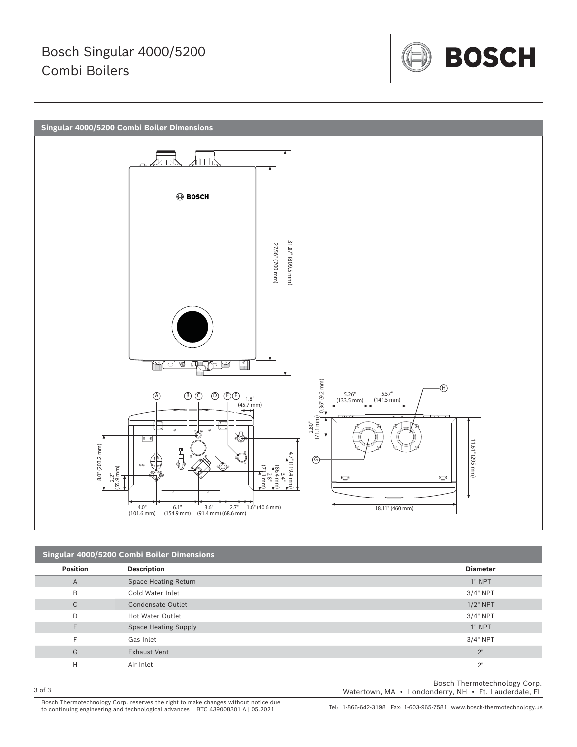# Bosch Singular 4000/5200 Combi Boilers

## Singular 4000/5200 Combi Boiler Dimensions

27.56" (700 mm)

31.87" (809.5 mm)

A B C D E F

1.8" (45.7 mm)

8.0" (203.2 mm)

2.2" (55.9 mm)

4.7" (119.4 mm)

3.4" (86.4 mm)

2.8" (71.1 mm)

4.0" (101.6 mm)

6.1" (154.9 mm)

3.6" (91.4 mm)

2.7" (68.6 mm)

1.6" (40.6 mm)

0.36" (9.2 mm)

5.26" (133.5 mm)

5.57" (141.5 mm)

2.80" (71.1 mm)

G

H

11.61" (295 mm)

18.11" (460 mm)

## Singular 4000/5200 Combi Boiler Dimensions

| Position | Description | Diameter |
|---|---|---|
| A | Space Heating Return | 1" NPT |
| B | Cold Water Inlet | 3/4" NPT |
| C | Condensate Outlet | 1/2" NPT |
| D | Hot Water Outlet | 3/4" NPT |
| E | Space Heating Supply | 1" NPT |
| F | Gas Inlet | 3/4" NPT |
| G | Exhaust Vent | 2" |
| H | Air Inlet | 2" |

Bosch Thermotechnology Corp.
Watertown, MA • Londonderry, NH • Ft. Lauderdale, FL

Bosch Thermotechnology Corp. reserves the right to make changes without notice due to continuing engineering and technological advances | BTC 439008301 A | 05.2021

Tel: 1-866-642-3198 Fax: 1-603-965-7581 www.bosch-thermotechnology.us